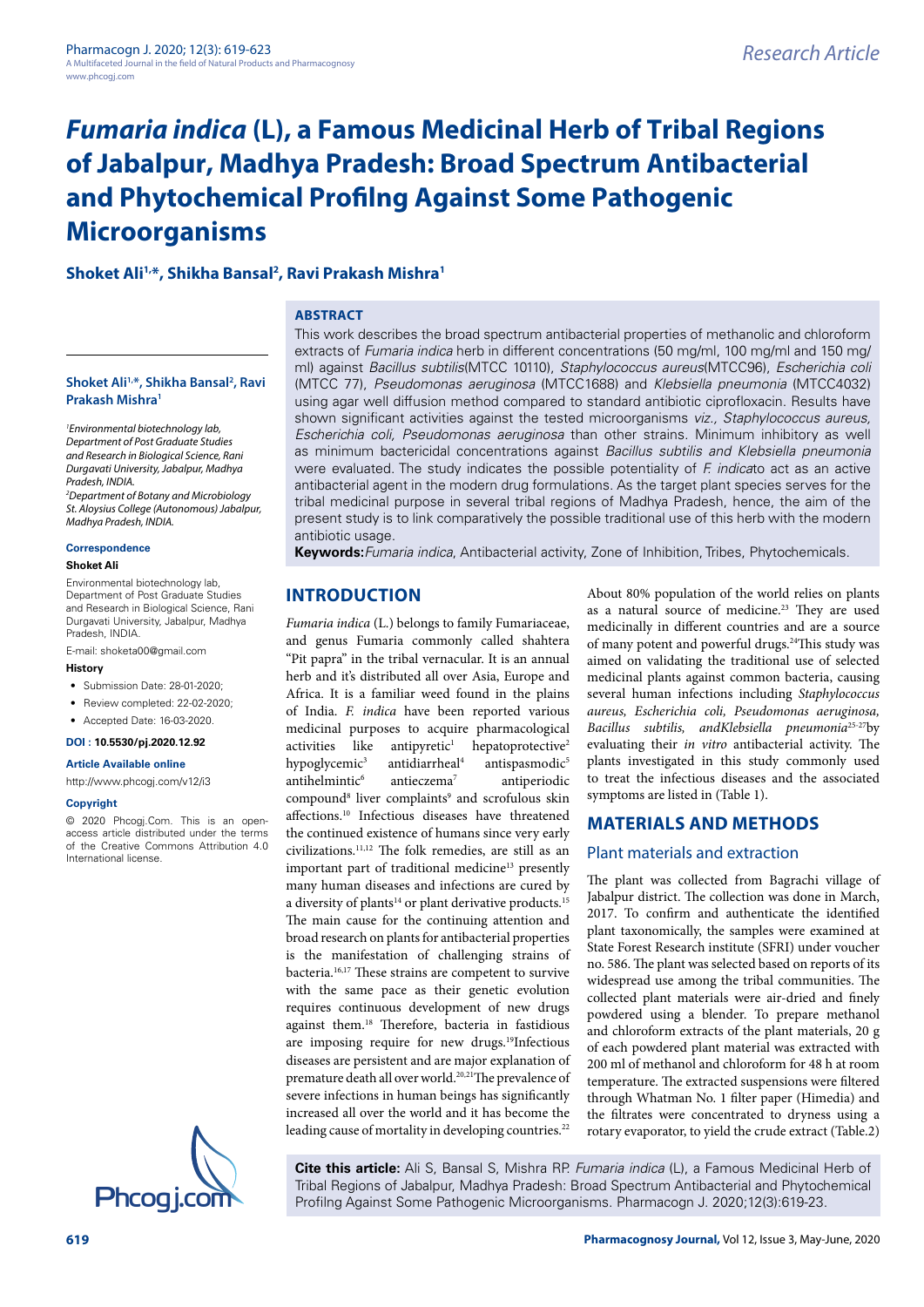# *Fumaria indica* (L), a Famous Medicinal Herb of Tribal Regions of Jabalpur, Madhya Pradesh: Broad Spectrum Antibacterial and Phytochemical Profilng Against Some Pathogenic Microorganisms

**Shoket Ali[1,*], Shikha Bansal[2], Ravi Prakash Mishra[1]**

## ABSTRACT

This work describes the broad spectrum antibacterial properties of methanolic and chloroform extracts of *Fumaria indica* herb in different concentrations (50 mg/ml, 100 mg/ml and 150 mg/ml) against *Bacillus subtilis*(MTCC 10110), *Staphylococcus aureus*(MTCC96), *Escherichia coli* (MTCC 77), *Pseudomonas aeruginosa* (MTCC1688) and *Klebsiella pneumonia* (MTCC4032) using agar well diffusion method compared to standard antibiotic ciprofloxacin. Results have shown significant activities against the tested microorganisms *viz., Staphylococcus aureus, Escherichia coli, Pseudomonas aeruginosa* than other strains. Minimum inhibitory as well as minimum bactericidal concentrations against *Bacillus subtilis and Klebsiella pneumonia* were evaluated. The study indicates the possible potentiality of *F. indica*to act as an active antibacterial agent in the modern drug formulations. As the target plant species serves for the tribal medicinal purpose in several tribal regions of Madhya Pradesh, hence, the aim of the present study is to link comparatively the possible traditional use of this herb with the modern antibiotic usage.

**Keywords:** *Fumaria indica*, Antibacterial activity, Zone of Inhibition, Tribes, Phytochemicals.

**Shoket Ali[1,*], Shikha Bansal[2], Ravi Prakash Mishra[1]**

[1]*Environmental biotechnology lab, Department of Post Graduate Studies and Research in Biological Science, Rani Durgavati University, Jabalpur, Madhya Pradesh, INDIA.*

[2]*Department of Botany and Microbiology St. Aloysius College (Autonomous) Jabalpur, Madhya Pradesh, INDIA.*

**Correspondence**

**Shoket Ali**

Environmental biotechnology lab, Department of Post Graduate Studies and Research in Biological Science, Rani Durgavati University, Jabalpur, Madhya Pradesh, INDIA.

E-mail: shoketa00@gmail.com

**History**

- Submission Date: 28-01-2020;
- Review completed: 22-02-2020;
- Accepted Date: 16-03-2020.

**DOI : 10.5530/pj.2020.12.92**

**Article Available online**

http://www.phcogj.com/v12/i3

**Copyright**

© 2020 Phcogj.Com. This is an open-access article distributed under the terms of the Creative Commons Attribution 4.0 International license.

## INTRODUCTION

*Fumaria indica* (L.) belongs to family Fumariaceae, and genus Fumaria commonly called shahtera "Pit papra" in the tribal vernacular. It is an annual herb and it's distributed all over Asia, Europe and Africa. It is a familiar weed found in the plains of India. *F. indica* have been reported various medicinal purposes to acquire pharmacological activities like antipyretic[1] hepatoprotective[2] hypoglycemic[3] antidiarrheal[4] antispasmodic[5] antihelmintic[6] antieczema[7] antiperiodic compound[8] liver complaints[9] and scrofulous skin affections.[10] Infectious diseases have threatened the continued existence of humans since very early civilizations.[11,12] The folk remedies, are still as an important part of traditional medicine[13] presently many human diseases and infections are cured by a diversity of plants[14] or plant derivative products.[15] The main cause for the continuing attention and broad research on plants for antibacterial properties is the manifestation of challenging strains of bacteria.[16,17] These strains are competent to survive with the same pace as their genetic evolution requires continuous development of new drugs against them.[18] Therefore, bacteria in fastidious are imposing require for new drugs.[19]Infectious diseases are persistent and are major explanation of premature death all over world.[20,21]The prevalence of severe infections in human beings has significantly increased all over the world and it has become the leading cause of mortality in developing countries.[22]

About 80% population of the world relies on plants as a natural source of medicine.[23] They are used medicinally in different countries and are a source of many potent and powerful drugs.[24]This study was aimed on validating the traditional use of selected medicinal plants against common bacteria, causing several human infections including *Staphylococcus aureus, Escherichia coli, Pseudomonas aeruginosa, Bacillus subtilis, andKlebsiella pneumonia*[25-27]by evaluating their *in vitro* antibacterial activity. The plants investigated in this study commonly used to treat the infectious diseases and the associated symptoms are listed in (Table 1).

## MATERIALS AND METHODS

### Plant materials and extraction

The plant was collected from Bagrachi village of Jabalpur district. The collection was done in March, 2017. To confirm and authenticate the identified plant taxonomically, the samples were examined at State Forest Research institute (SFRI) under voucher no. 586. The plant was selected based on reports of its widespread use among the tribal communities. The collected plant materials were air-dried and finely powdered using a blender. To prepare methanol and chloroform extracts of the plant materials, 20 g of each powdered plant material was extracted with 200 ml of methanol and chloroform for 48 h at room temperature. The extracted suspensions were filtered through Whatman No. 1 filter paper (Himedia) and the filtrates were concentrated to dryness using a rotary evaporator, to yield the crude extract (Table.2)

**Cite this article:** Ali S, Bansal S, Mishra RP. *Fumaria indica* (L), a Famous Medicinal Herb of Tribal Regions of Jabalpur, Madhya Pradesh: Broad Spectrum Antibacterial and Phytochemical Profilng Against Some Pathogenic Microorganisms. Pharmacogn J. 2020;12(3):619-23.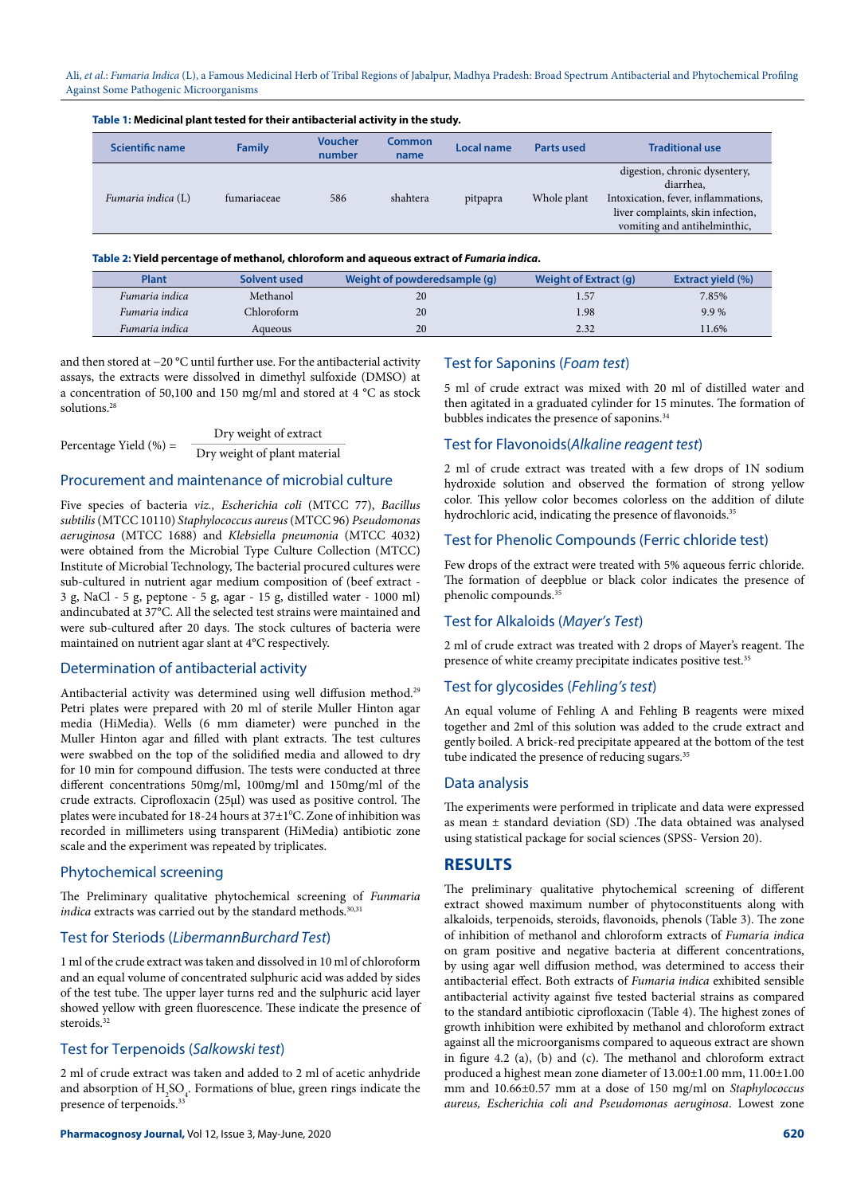**Table 1:** Medicinal plant tested for their antibacterial activity in the study.

| Scientific name | Family | Voucher number | Common name | Local name | Parts used | Traditional use |
|---|---|---|---|---|---|---|
| *Fumaria indica* (L) | fumariaceae | 586 | shahtera | pitpapra | Whole plant | digestion, chronic dysentery, diarrhea, Intoxication, fever, inflammations, liver complaints, skin infection, vomiting and antihelminthic, |

**Table 2:** Yield percentage of methanol, chloroform and aqueous extract of *Fumaria indica*.

| Plant | Solvent used | Weight of powderedsample (g) | Weight of Extract (g) | Extract yield (%) |
|---|---|---|---|---|
| *Fumaria indica* | Methanol | 20 | 1.57 | 7.85% |
| *Fumaria indica* | Chloroform | 20 | 1.98 | 9.9 % |
| *Fumaria indica* | Aqueous | 20 | 2.32 | 11.6% |

and then stored at −20 °C until further use. For the antibacterial activity assays, the extracts were dissolved in dimethyl sulfoxide (DMSO) at a concentration of 50,100 and 150 mg/ml and stored at 4 °C as stock solutions.[28]

$$\text{Percentage Yield (\%)} = \frac{\text{Dry weight of extract}}{\text{Dry weight of plant material}}$$

## Procurement and maintenance of microbial culture

Five species of bacteria *viz., Escherichia coli* (MTCC 77), *Bacillus subtilis* (MTCC 10110) *Staphylococcus aureus* (MTCC 96) *Pseudomonas aeruginosa* (MTCC 1688) and *Klebsiella pneumonia* (MTCC 4032) were obtained from the Microbial Type Culture Collection (MTCC) Institute of Microbial Technology, The bacterial procured cultures were sub-cultured in nutrient agar medium composition of (beef extract - 3 g, NaCl - 5 g, peptone - 5 g, agar - 15 g, distilled water - 1000 ml) andincubated at 37°C. All the selected test strains were maintained and were sub-cultured after 20 days. The stock cultures of bacteria were maintained on nutrient agar slant at 4°C respectively.

## Determination of antibacterial activity

Antibacterial activity was determined using well diffusion method.[29] Petri plates were prepared with 20 ml of sterile Muller Hinton agar media (HiMedia). Wells (6 mm diameter) were punched in the Muller Hinton agar and filled with plant extracts. The test cultures were swabbed on the top of the solidified media and allowed to dry for 10 min for compound diffusion. The tests were conducted at three different concentrations 50mg/ml, 100mg/ml and 150mg/ml of the crude extracts. Ciprofloxacin (25µl) was used as positive control. The plates were incubated for 18-24 hours at 37±1°C. Zone of inhibition was recorded in millimeters using transparent (HiMedia) antibiotic zone scale and the experiment was repeated by triplicates.

## Phytochemical screening

The Preliminary qualitative phytochemical screening of *Funmaria indica* extracts was carried out by the standard methods.[30,31]

## Test for Steriods (*LibermannBurchard Test*)

1 ml of the crude extract was taken and dissolved in 10 ml of chloroform and an equal volume of concentrated sulphuric acid was added by sides of the test tube. The upper layer turns red and the sulphuric acid layer showed yellow with green fluorescence. These indicate the presence of steroids.[32]

## Test for Terpenoids (*Salkowski test*)

2 ml of crude extract was taken and added to 2 ml of acetic anhydride and absorption of $H_2SO_4$. Formations of blue, green rings indicate the presence of terpenoids.[33]

## Test for Saponins (*Foam test*)

5 ml of crude extract was mixed with 20 ml of distilled water and then agitated in a graduated cylinder for 15 minutes. The formation of bubbles indicates the presence of saponins.[34]

## Test for Flavonoids(*Alkaline reagent test*)

2 ml of crude extract was treated with a few drops of 1N sodium hydroxide solution and observed the formation of strong yellow color. This yellow color becomes colorless on the addition of dilute hydrochloric acid, indicating the presence of flavonoids.[35]

## Test for Phenolic Compounds (Ferric chloride test)

Few drops of the extract were treated with 5% aqueous ferric chloride. The formation of deepblue or black color indicates the presence of phenolic compounds.[35]

## Test for Alkaloids (*Mayer's Test*)

2 ml of crude extract was treated with 2 drops of Mayer's reagent. The presence of white creamy precipitate indicates positive test.[35]

## Test for glycosides (*Fehling's test*)

An equal volume of Fehling A and Fehling B reagents were mixed together and 2ml of this solution was added to the crude extract and gently boiled. A brick-red precipitate appeared at the bottom of the test tube indicated the presence of reducing sugars.[35]

## Data analysis

The experiments were performed in triplicate and data were expressed as mean ± standard deviation (SD) .The data obtained was analysed using statistical package for social sciences (SPSS- Version 20).

# RESULTS

The preliminary qualitative phytochemical screening of different extract showed maximum number of phytoconstituents along with alkaloids, terpenoids, steroids, flavonoids, phenols (Table 3). The zone of inhibition of methanol and chloroform extracts of *Fumaria indica* on gram positive and negative bacteria at different concentrations, by using agar well diffusion method, was determined to access their antibacterial effect. Both extracts of *Fumaria indica* exhibited sensible antibacterial activity against five tested bacterial strains as compared to the standard antibiotic ciprofloxacin (Table 4). The highest zones of growth inhibition were exhibited by methanol and chloroform extract against all the microorganisms compared to aqueous extract are shown in figure 4.2 (a), (b) and (c). The methanol and chloroform extract produced a highest mean zone diameter of 13.00±1.00 mm, 11.00±1.00 mm and 10.66±0.57 mm at a dose of 150 mg/ml on *Staphylococcus aureus, Escherichia coli and Pseudomonas aeruginosa*. Lowest zone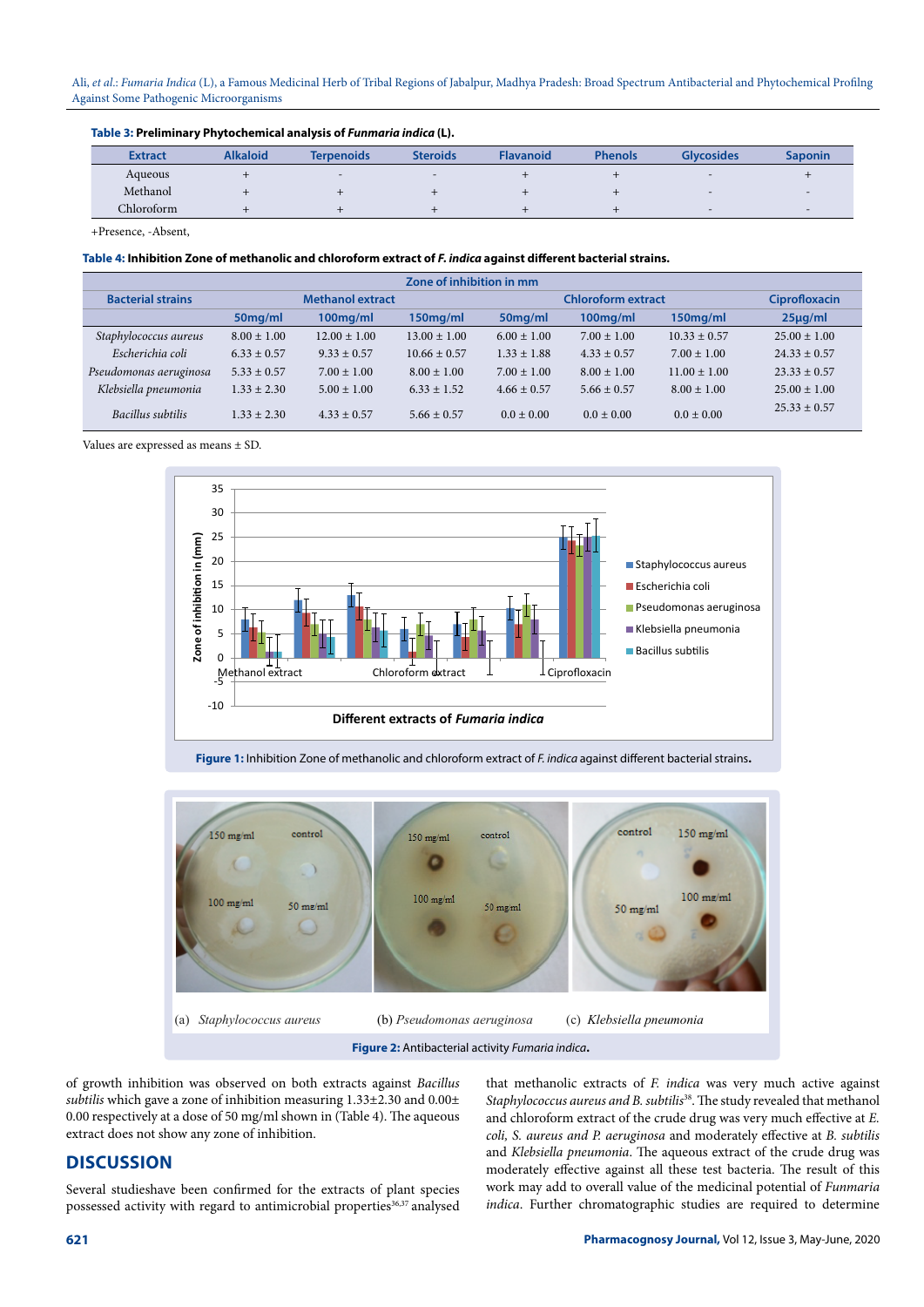**Table 3:** Preliminary Phytochemical analysis of *Funmaria indica* (L).

| Extract | Alkaloid | Terpenoids | Steroids | Flavanoid | Phenols | Glycosides | Saponin |
|---|---|---|---|---|---|---|---|
| Aqueous | + | - | - | + | + | - | + |
| Methanol | + | + | + | + | + | - | - |
| Chloroform | + | + | + | + | + | - | - |

+Presence, -Absent,

**Table 4:** Inhibition Zone of methanolic and chloroform extract of *F. indica* against different bacterial strains.

| Bacterial strains | Zone of inhibition in mm | | | | | | |
|---|---|---|---|---|---|---|---|
| | Methanol extract | | | Chloroform extract | | | Ciprofloxacin |
| | 50mg/ml | 100mg/ml | 150mg/ml | 50mg/ml | 100mg/ml | 150mg/ml | 25µg/ml |
| *Staphylococcus aureus* | 8.00 ± 1.00 | 12.00 ± 1.00 | 13.00 ± 1.00 | 6.00 ± 1.00 | 7.00 ± 1.00 | 10.33 ± 0.57 | 25.00 ± 1.00 |
| *Escherichia coli* | 6.33 ± 0.57 | 9.33 ± 0.57 | 10.66 ± 0.57 | 1.33 ± 1.88 | 4.33 ± 0.57 | 7.00 ± 1.00 | 24.33 ± 0.57 |
| *Pseudomonas aeruginosa* | 5.33 ± 0.57 | 7.00 ± 1.00 | 8.00 ± 1.00 | 7.00 ± 1.00 | 8.00 ± 1.00 | 11.00 ± 1.00 | 23.33 ± 0.57 |
| *Klebsiella pneumonia* | 1.33 ± 2.30 | 5.00 ± 1.00 | 6.33 ± 1.52 | 4.66 ± 0.57 | 5.66 ± 0.57 | 8.00 ± 1.00 | 25.00 ± 1.00 |
| *Bacillus subtilis* | 1.33 ± 2.30 | 4.33 ± 0.57 | 5.66 ± 0.57 | 0.0 ± 0.00 | 0.0 ± 0.00 | 0.0 ± 0.00 | 25.33 ± 0.57 |

Values are expressed as means ± SD.

**Figure 1:** Inhibition Zone of methanolic and chloroform extract of *F. indica* against different bacterial strains.

(a) *Staphylococcus aureus* (b) *Pseudomonas aeruginosa* (c) *Klebsiella pneumonia*

**Figure 2:** Antibacterial activity *Fumaria indica*.

of growth inhibition was observed on both extracts against *Bacillus subtilis* which gave a zone of inhibition measuring 1.33±2.30 and 0.00± 0.00 respectively at a dose of 50 mg/ml shown in (Table 4). The aqueous extract does not show any zone of inhibition.

## DISCUSSION

Several studieshave been confirmed for the extracts of plant species possessed activity with regard to antimicrobial properties[36,37] analysed that methanolic extracts of *F. indica* was very much active against *Staphylococcus aureus and B. subtilis*[38]. The study revealed that methanol and chloroform extract of the crude drug was very much effective at *E. coli, S. aureus and P. aeruginosa* and moderately effective at *B. subtilis* and *Klebsiella pneumonia*. The aqueous extract of the crude drug was moderately effective against all these test bacteria. The result of this work may add to overall value of the medicinal potential of *Funmaria indica*. Further chromatographic studies are required to determine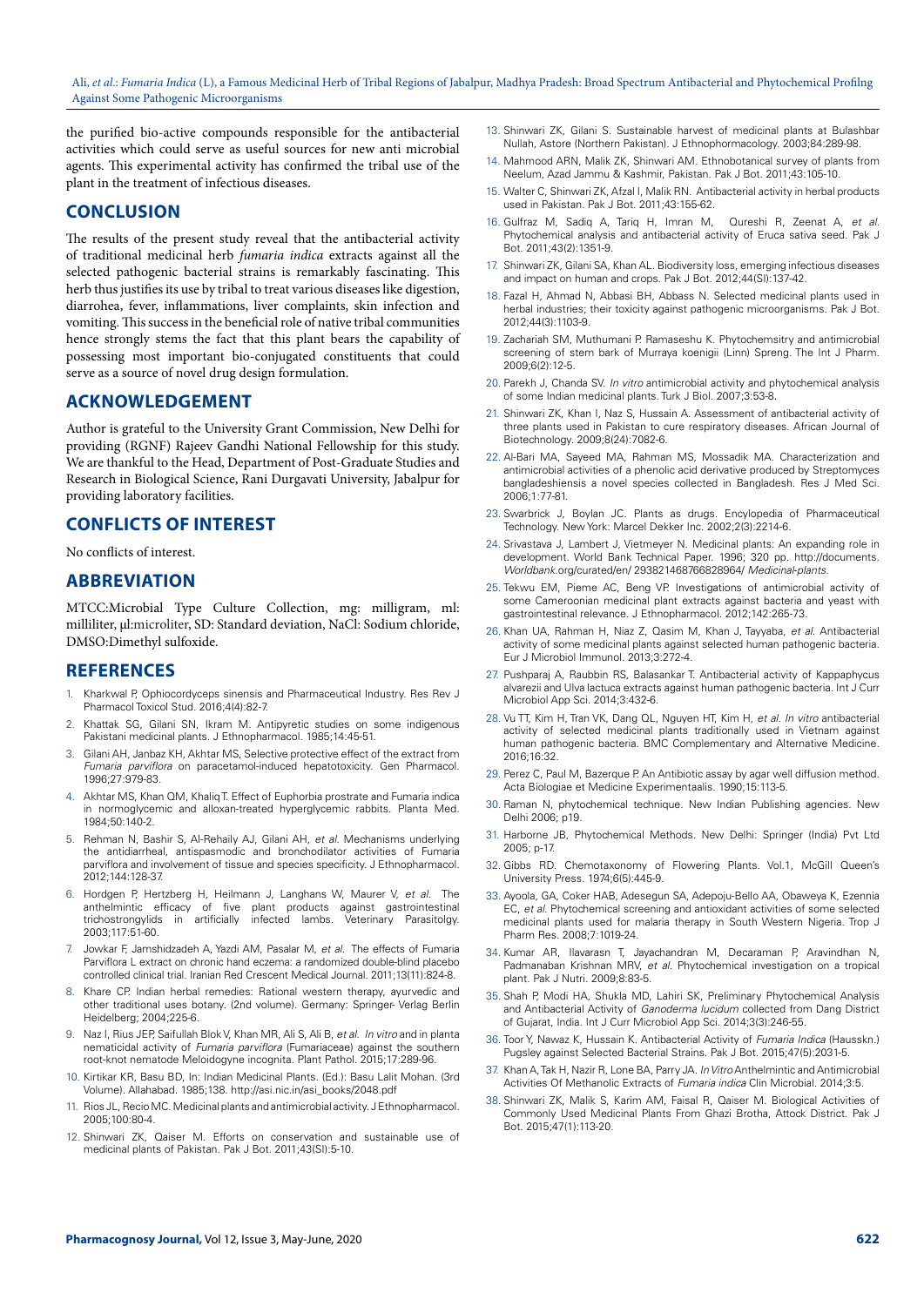the purified bio-active compounds responsible for the antibacterial activities which could serve as useful sources for new anti microbial agents. This experimental activity has confirmed the tribal use of the plant in the treatment of infectious diseases.

## CONCLUSION

The results of the present study reveal that the antibacterial activity of traditional medicinal herb *fumaria indica* extracts against all the selected pathogenic bacterial strains is remarkably fascinating. This herb thus justifies its use by tribal to treat various diseases like digestion, diarrohea, fever, inflammations, liver complaints, skin infection and vomiting. This success in the beneficial role of native tribal communities hence strongly stems the fact that this plant bears the capability of possessing most important bio-conjugated constituents that could serve as a source of novel drug design formulation.

## ACKNOWLEDGEMENT

Author is grateful to the University Grant Commission, New Delhi for providing (RGNF) Rajeev Gandhi National Fellowship for this study. We are thankful to the Head, Department of Post-Graduate Studies and Research in Biological Science, Rani Durgavati University, Jabalpur for providing laboratory facilities.

## CONFLICTS OF INTEREST

No conflicts of interest.

## ABBREVIATION

MTCC:Microbial Type Culture Collection, mg: milligram, ml: milliliter, µl:microliter, SD: Standard deviation, NaCl: Sodium chloride, DMSO:Dimethyl sulfoxide.

## REFERENCES

1. Kharkwal P, Ophiocordyceps sinensis and Pharmaceutical Industry. Res Rev J Pharmacol Toxicol Stud. 2016;4(4):82-7.
2. Khattak SG, Gilani SN, Ikram M. Antipyretic studies on some indigenous Pakistani medicinal plants. J Ethnopharmacol. 1985;14:45-51.
3. Gilani AH, Janbaz KH, Akhtar MS, Selective protective effect of the extract from *Fumaria parviflora* on paracetamol-induced hepatotoxicity. Gen Pharmacol. 1996;27:979-83.
4. Akhtar MS, Khan QM, Khaliq T. Effect of Euphorbia prostrate and Fumaria indica in normoglycemic and alloxan-treated hyperglycemic rabbits. Planta Med. 1984;50:140-2.
5. Rehman N, Bashir S, Al-Rehaily AJ, Gilani AH, *et al.* Mechanisms underlying the antidiarrheal, antispasmodic and bronchodilator activities of Fumaria parviflora and involvement of tissue and species specificity. J Ethnopharmacol. 2012;144:128-37.
6. Hordgen P, Hertzberg H, Heilmann J, Langhans W, Maurer V, *et al.* The anthelmintic efficacy of five plant products against gastrointestinal trichostrongylids in artificially infected lambs. Veterinary Parasitolgy. 2003;117:51-60.
7. Jowkar F, Jamshidzadeh A, Yazdi AM, Pasalar M, *et al.* The effects of Fumaria Parviflora L extract on chronic hand eczema: a randomized double-blind placebo controlled clinical trial. Iranian Red Crescent Medical Journal. 2011;13(11):824-8.
8. Khare CP. Indian herbal remedies: Rational western therapy, ayurvedic and other traditional uses botany. (2nd volume). Germany: Springer- Verlag Berlin Heidelberg; 2004;225-6.
9. Naz I, Rius JEP, Saifullah Blok V, Khan MR, Ali S, Ali B, *et al.* *In vitro* and in planta nematicidal activity of *Fumaria parviflora* (Fumariaceae) against the southern root-knot nematode Meloidogyne incognita. Plant Pathol. 2015;17:289-96.
10. Kirtikar KR, Basu BD, In: Indian Medicinal Plants. (Ed.): Basu Lalit Mohan. (3rd Volume). Allahabad. 1985;138. http://asi.nic.in/asi_books/2048.pdf
11. Rios JL, Recio MC. Medicinal plants and antimicrobial activity. J Ethnopharmacol. 2005;100:80-4.
12. Shinwari ZK, Qaiser M. Efforts on conservation and sustainable use of medicinal plants of Pakistan. Pak J Bot. 2011;43(SI):5-10.
13. Shinwari ZK, Gilani S. Sustainable harvest of medicinal plants at Bulashbar Nullah, Astore (Northern Pakistan). J Ethnophormacology. 2003;84:289-98.
14. Mahmood ARN, Malik ZK, Shinwari AM. Ethnobotanical survey of plants from Neelum, Azad Jammu & Kashmir, Pakistan. Pak J Bot. 2011;43:105-10.
15. Walter C, Shinwari ZK, Afzal I, Malik RN. Antibacterial activity in herbal products used in Pakistan. Pak J Bot. 2011;43:155-62.
16. Gulfraz M, Sadiq A, Tariq H, Imran M, Qureshi R, Zeenat A, *et al.* Phytochemical analysis and antibacterial activity of Eruca sativa seed. Pak J Bot. 2011;43(2):1351-9.
17. Shinwari ZK, Gilani SA, Khan AL. Biodiversity loss, emerging infectious diseases and impact on human and crops. Pak J Bot. 2012;44(SI):137-42.
18. Fazal H, Ahmad N, Abbasi BH, Abbass N. Selected medicinal plants used in herbal industries; their toxicity against pathogenic microorganisms. Pak J Bot. 2012;44(3):1103-9.
19. Zachariah SM, Muthumani P. Ramaseshu K. Phytochemsitry and antimicrobial screening of stem bark of Murraya koenigii (Linn) Spreng. The Int J Pharm. 2009;6(2):12-5.
20. Parekh J, Chanda SV. *In vitro* antimicrobial activity and phytochemical analysis of some Indian medicinal plants. Turk J Biol. 2007;3:53-8.
21. Shinwari ZK, Khan I, Naz S, Hussain A. Assessment of antibacterial activity of three plants used in Pakistan to cure respiratory diseases. African Journal of Biotechnology. 2009;8(24):7082-6.
22. Al-Bari MA, Sayeed MA, Rahman MS, Mossadik MA. Characterization and antimicrobial activities of a phenolic acid derivative produced by Streptomyces bangladeshiensis a novel species collected in Bangladesh. Res J Med Sci. 2006;1:77-81.
23. Swarbrick J, Boylan JC. Plants as drugs. Encylopedia of Pharmaceutical Technology. New York: Marcel Dekker Inc. 2002;2(3):2214-6.
24. Srivastava J, Lambert J, Vietmeyer N. Medicinal plants: An expanding role in development. World Bank Technical Paper. 1996; 320 pp. http://documents. *Worldbank*.org/curated/en/ 293821468766828964/ *Medicinal-plants*.
25. Tekwu EM, Pieme AC, Beng VP. Investigations of antimicrobial activity of some Cameroonian medicinal plant extracts against bacteria and yeast with gastrointestinal relevance. J Ethnopharmacol. 2012;142:265-73.
26. Khan UA, Rahman H, Niaz Z, Qasim M, Khan J, Tayyaba, *et al.* Antibacterial activity of some medicinal plants against selected human pathogenic bacteria. Eur J Microbiol Immunol. 2013;3:272-4.
27. Pushparaj A, Raubbin RS, Balasankar T. Antibacterial activity of Kappaphycus alvarezii and Ulva lactuca extracts against human pathogenic bacteria. Int J Curr Microbiol App Sci. 2014;3:432-6.
28. Vu TT, Kim H, Tran VK, Dang QL, Nguyen HT, Kim H, *et al.* *In vitro* antibacterial activity of selected medicinal plants traditionally used in Vietnam against human pathogenic bacteria. BMC Complementary and Alternative Medicine. 2016;16:32.
29. Perez C, Paul M, Bazerque P. An Antibiotic assay by agar well diffusion method. Acta Biologiae et Medicine Experimentaalis. 1990;15:113-5.
30. Raman N, phytochemical technique. New Indian Publishing agencies. New Delhi 2006; p19.
31. Harborne JB, Phytochemical Methods. New Delhi: Springer (India) Pvt Ltd 2005; p-17.
32. Gibbs RD. Chemotaxonomy of Flowering Plants. Vol.1, McGill Queen's University Press. 1974;6(5):445-9.
33. Ayoola, GA, Coker HAB, Adesegun SA, Adepoju-Bello AA, Obaweya K, Ezennia EC, *et al.* Phytochemical screening and antioxidant activities of some selected medicinal plants used for malaria therapy in South Western Nigeria. Trop J Pharm Res. 2008;7:1019-24.
34. Kumar AR, Ilavarasn T, Jayachandran M, Decaraman P, Aravindhan N, Padmanaban Krishnan MRV, *et al.* Phytochemical investigation on a tropical plant. Pak J Nutri. 2009;8:83-5.
35. Shah P, Modi HA, Shukla MD, Lahiri SK, Preliminary Phytochemical Analysis and Antibacterial Activity of *Ganoderma lucidum* collected from Dang District of Gujarat, India. Int J Curr Microbiol App Sci. 2014;3(3):246-55.
36. Toor Y, Nawaz K, Hussain K. Antibacterial Activity of *Fumaria Indica* (Hausskn.) Pugsley against Selected Bacterial Strains. Pak J Bot. 2015;47(5):2031-5.
37. Khan A, Tak H, Nazir R, Lone BA, Parry JA. *In Vitro* Anthelmintic and Antimicrobial Activities Of Methanolic Extracts of *Fumaria indica* Clin Microbial. 2014;3:5.
38. Shinwari ZK, Malik S, Karim AM, Faisal R, Qaiser M. Biological Activities of Commonly Used Medicinal Plants From Ghazi Brotha, Attock District. Pak J Bot. 2015;47(1):113-20.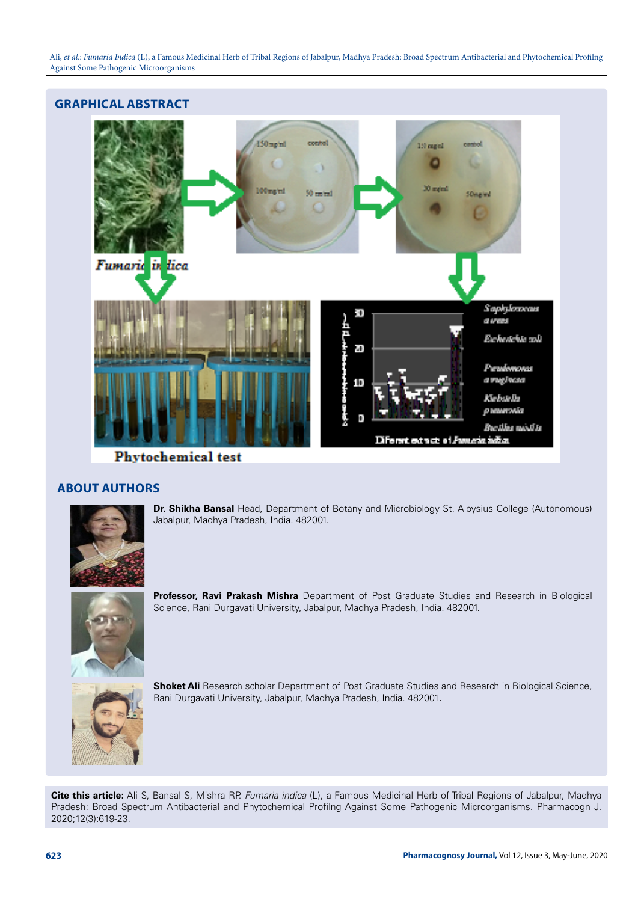## GRAPHICAL ABSTRACT

Fumaria indica

150 mg/ml
control
100 mg/ml
50 mg/ml

150 mg/ml
control
30 mg/ml
50 mg/ml

Phytochemical test

30
20
10
0

Different extract of Fumaria indica

Staphylococcus aureus
Escherichia coli
Pseudomonas aeruginosa
Klebsiella pneumonia
Bacillus subtilis

## ABOUT AUTHORS

**Dr. Shikha Bansal** Head, Department of Botany and Microbiology St. Aloysius College (Autonomous) Jabalpur, Madhya Pradesh, India. 482001.

**Professor, Ravi Prakash Mishra** Department of Post Graduate Studies and Research in Biological Science, Rani Durgavati University, Jabalpur, Madhya Pradesh, India. 482001.

**Shoket Ali** Research scholar Department of Post Graduate Studies and Research in Biological Science, Rani Durgavati University, Jabalpur, Madhya Pradesh, India. 482001.

**Cite this article:** Ali S, Bansal S, Mishra RP. *Fumaria indica* (L), a Famous Medicinal Herb of Tribal Regions of Jabalpur, Madhya Pradesh: Broad Spectrum Antibacterial and Phytochemical Profilng Against Some Pathogenic Microorganisms. Pharmacogn J. 2020;12(3):619-23.